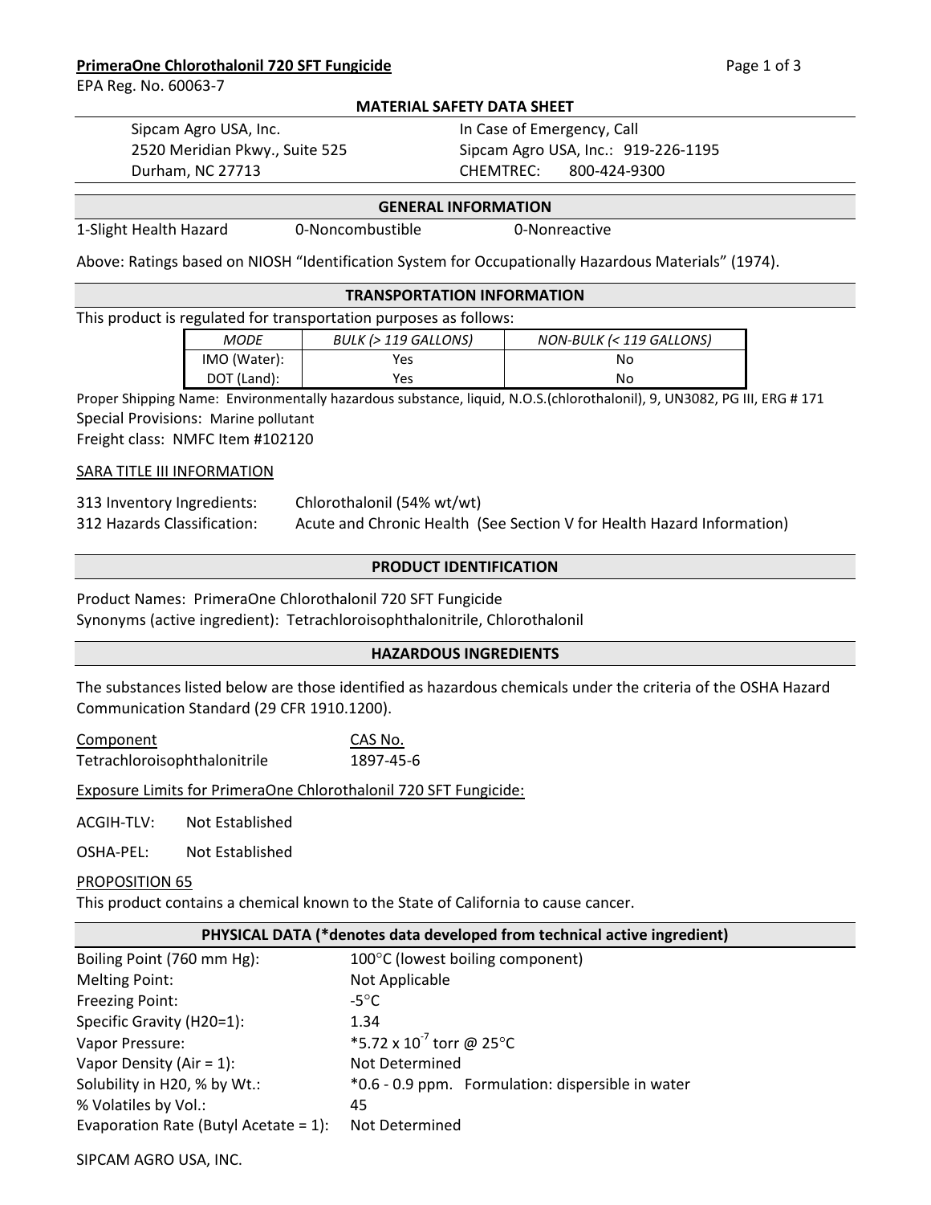**PrimeraOne Chlorothalonil 720 SFT Fungicide**

EPA Reg. No. 60063-7

## MATERIAL SAFETY DATA SHEET

Sipcam Agro USA, Inc.
2520 Meridian Pkwy., Suite 525
Durham, NC 27713

In Case of Emergency, Call
Sipcam Agro USA, Inc.: 919-226-1195
CHEMTREC: 800-424-9300

## GENERAL INFORMATION

1-Slight Health Hazard    0-Noncombustible    0-Nonreactive

Above: Ratings based on NIOSH "Identification System for Occupationally Hazardous Materials" (1974).

## TRANSPORTATION INFORMATION

This product is regulated for transportation purposes as follows:

| *MODE* | *BULK (> 119 GALLONS)* | *NON-BULK (< 119 GALLONS)* |
|---|---|---|
| IMO (Water): | Yes | No |
| DOT (Land): | Yes | No |

Proper Shipping Name: Environmentally hazardous substance, liquid, N.O.S.(chlorothalonil), 9, UN3082, PG III, ERG # 171

Special Provisions: Marine pollutant

Freight class: NMFC Item #102120

SARA TITLE III INFORMATION

313 Inventory Ingredients: Chlorothalonil (54% wt/wt)

312 Hazards Classification: Acute and Chronic Health (See Section V for Health Hazard Information)

## PRODUCT IDENTIFICATION

Product Names: PrimeraOne Chlorothalonil 720 SFT Fungicide

Synonyms (active ingredient): Tetrachloroisophthalonitrile, Chlorothalonil

## HAZARDOUS INGREDIENTS

The substances listed below are those identified as hazardous chemicals under the criteria of the OSHA Hazard Communication Standard (29 CFR 1910.1200).

| Component | CAS No. |
|---|---|
| Tetrachloroisophthalonitrile | 1897-45-6 |

Exposure Limits for PrimeraOne Chlorothalonil 720 SFT Fungicide:

ACGIH-TLV: Not Established

OSHA-PEL: Not Established

PROPOSITION 65

This product contains a chemical known to the State of California to cause cancer.

## PHYSICAL DATA (*denotes data developed from technical active ingredient)

| | |
|---|---|
| Boiling Point (760 mm Hg): | 100°C (lowest boiling component) |
| Melting Point: | Not Applicable |
| Freezing Point: | -5°C |
| Specific Gravity (H20=1): | 1.34 |
| Vapor Pressure: | *$5.72 \times 10^{-7}$ torr @ 25°C |
| Vapor Density (Air = 1): | Not Determined |
| Solubility in H20, % by Wt.: | *0.6 - 0.9 ppm. Formulation: dispersible in water |
| % Volatiles by Vol.: | 45 |
| Evaporation Rate (Butyl Acetate = 1): | Not Determined |

SIPCAM AGRO USA, INC.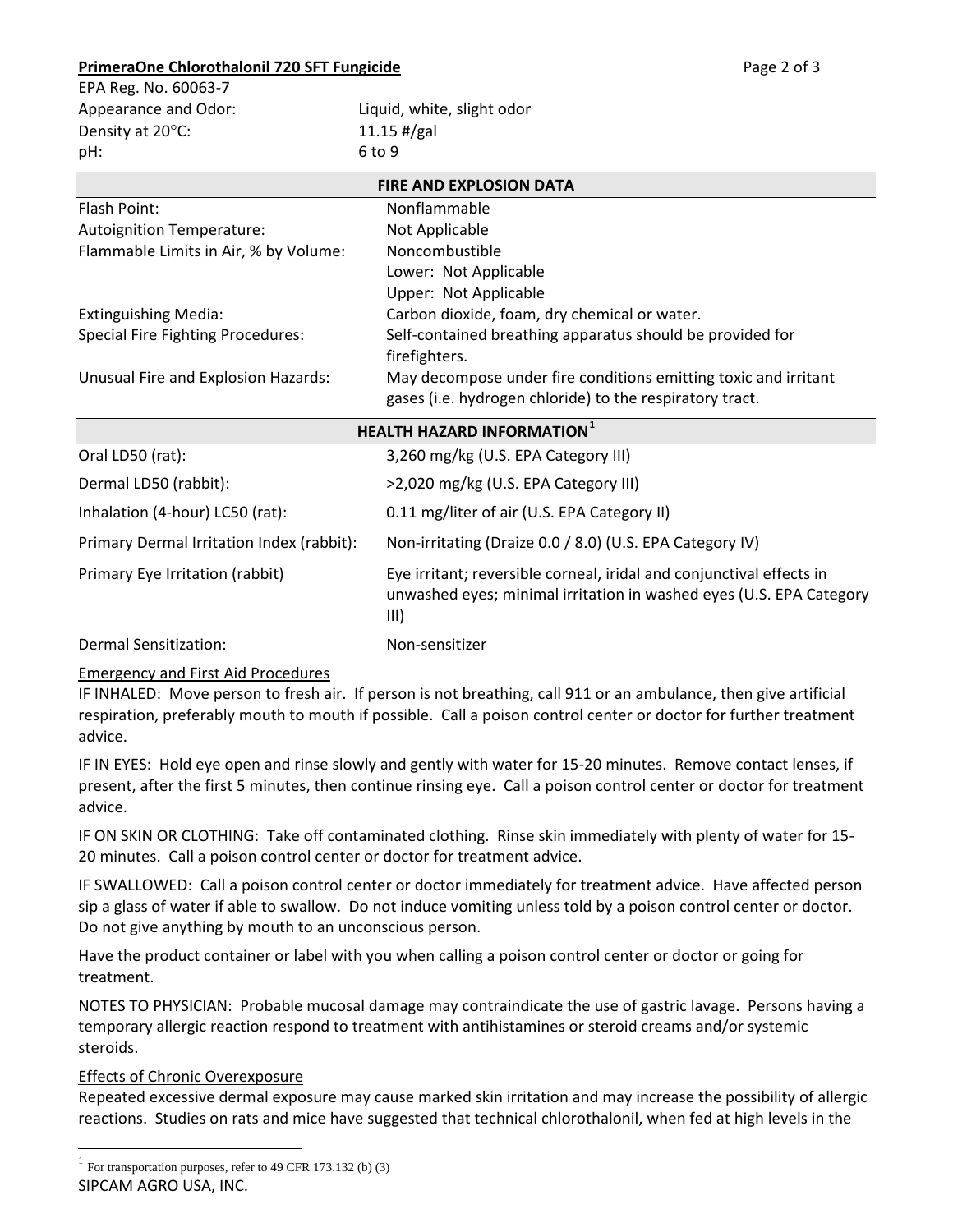EPA Reg. No. 60063-7

| | |
|---|---|
| Appearance and Odor: | Liquid, white, slight odor |
| Density at 20°C: | 11.15 #/gal |
| pH: | 6 to 9 |

## FIRE AND EXPLOSION DATA

| | |
|---|---|
| Flash Point: | Nonflammable |
| Autoignition Temperature: | Not Applicable |
| Flammable Limits in Air, % by Volume: | Noncombustible<br>Lower: Not Applicable<br>Upper: Not Applicable |
| Extinguishing Media: | Carbon dioxide, foam, dry chemical or water. |
| Special Fire Fighting Procedures: | Self-contained breathing apparatus should be provided for firefighters. |
| Unusual Fire and Explosion Hazards: | May decompose under fire conditions emitting toxic and irritant gases (i.e. hydrogen chloride) to the respiratory tract. |

## HEALTH HAZARD INFORMATION[1]

| | |
|---|---|
| Oral LD50 (rat): | 3,260 mg/kg (U.S. EPA Category III) |
| Dermal LD50 (rabbit): | >2,020 mg/kg (U.S. EPA Category III) |
| Inhalation (4-hour) LC50 (rat): | 0.11 mg/liter of air (U.S. EPA Category II) |
| Primary Dermal Irritation Index (rabbit): | Non-irritating (Draize 0.0 / 8.0) (U.S. EPA Category IV) |
| Primary Eye Irritation (rabbit) | Eye irritant; reversible corneal, iridal and conjunctival effects in unwashed eyes; minimal irritation in washed eyes (U.S. EPA Category III) |
| Dermal Sensitization: | Non-sensitizer |

Emergency and First Aid Procedures

IF INHALED: Move person to fresh air. If person is not breathing, call 911 or an ambulance, then give artificial respiration, preferably mouth to mouth if possible. Call a poison control center or doctor for further treatment advice.

IF IN EYES: Hold eye open and rinse slowly and gently with water for 15-20 minutes. Remove contact lenses, if present, after the first 5 minutes, then continue rinsing eye. Call a poison control center or doctor for treatment advice.

IF ON SKIN OR CLOTHING: Take off contaminated clothing. Rinse skin immediately with plenty of water for 15-20 minutes. Call a poison control center or doctor for treatment advice.

IF SWALLOWED: Call a poison control center or doctor immediately for treatment advice. Have affected person sip a glass of water if able to swallow. Do not induce vomiting unless told by a poison control center or doctor. Do not give anything by mouth to an unconscious person.

Have the product container or label with you when calling a poison control center or doctor or going for treatment.

NOTES TO PHYSICIAN: Probable mucosal damage may contraindicate the use of gastric lavage. Persons having a temporary allergic reaction respond to treatment with antihistamines or steroid creams and/or systemic steroids.

Effects of Chronic Overexposure

Repeated excessive dermal exposure may cause marked skin irritation and may increase the possibility of allergic reactions. Studies on rats and mice have suggested that technical chlorothalonil, when fed at high levels in the

[1] For transportation purposes, refer to 49 CFR 173.132 (b) (3)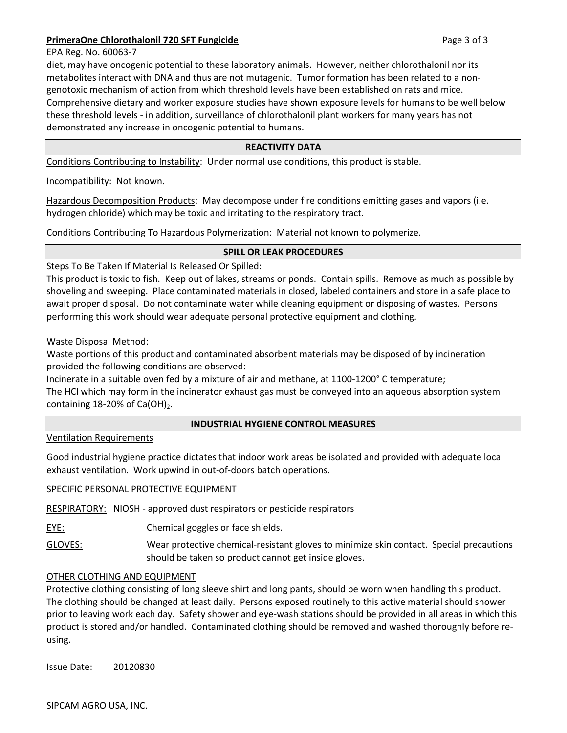diet, may have oncogenic potential to these laboratory animals. However, neither chlorothalonil nor its metabolites interact with DNA and thus are not mutagenic. Tumor formation has been related to a non-genotoxic mechanism of action from which threshold levels have been established on rats and mice. Comprehensive dietary and worker exposure studies have shown exposure levels for humans to be well below these threshold levels - in addition, surveillance of chlorothalonil plant workers for many years has not demonstrated any increase in oncogenic potential to humans.

## REACTIVITY DATA

Conditions Contributing to Instability: Under normal use conditions, this product is stable.

Incompatibility: Not known.

Hazardous Decomposition Products: May decompose under fire conditions emitting gases and vapors (i.e. hydrogen chloride) which may be toxic and irritating to the respiratory tract.

Conditions Contributing To Hazardous Polymerization: Material not known to polymerize.

## SPILL OR LEAK PROCEDURES

Steps To Be Taken If Material Is Released Or Spilled:

This product is toxic to fish. Keep out of lakes, streams or ponds. Contain spills. Remove as much as possible by shoveling and sweeping. Place contaminated materials in closed, labeled containers and store in a safe place to await proper disposal. Do not contaminate water while cleaning equipment or disposing of wastes. Persons performing this work should wear adequate personal protective equipment and clothing.

Waste Disposal Method:

Waste portions of this product and contaminated absorbent materials may be disposed of by incineration provided the following conditions are observed:

Incinerate in a suitable oven fed by a mixture of air and methane, at 1100-1200° C temperature;

The HCl which may form in the incinerator exhaust gas must be conveyed into an aqueous absorption system containing 18-20% of $Ca(OH)_2$.

## INDUSTRIAL HYGIENE CONTROL MEASURES

Ventilation Requirements

Good industrial hygiene practice dictates that indoor work areas be isolated and provided with adequate local exhaust ventilation. Work upwind in out-of-doors batch operations.

SPECIFIC PERSONAL PROTECTIVE EQUIPMENT

RESPIRATORY: NIOSH - approved dust respirators or pesticide respirators

EYE: Chemical goggles or face shields.

GLOVES: Wear protective chemical-resistant gloves to minimize skin contact. Special precautions should be taken so product cannot get inside gloves.

OTHER CLOTHING AND EQUIPMENT

Protective clothing consisting of long sleeve shirt and long pants, should be worn when handling this product. The clothing should be changed at least daily. Persons exposed routinely to this active material should shower prior to leaving work each day. Safety shower and eye-wash stations should be provided in all areas in which this product is stored and/or handled. Contaminated clothing should be removed and washed thoroughly before re-using.

Issue Date: 20120830

SIPCAM AGRO USA, INC.